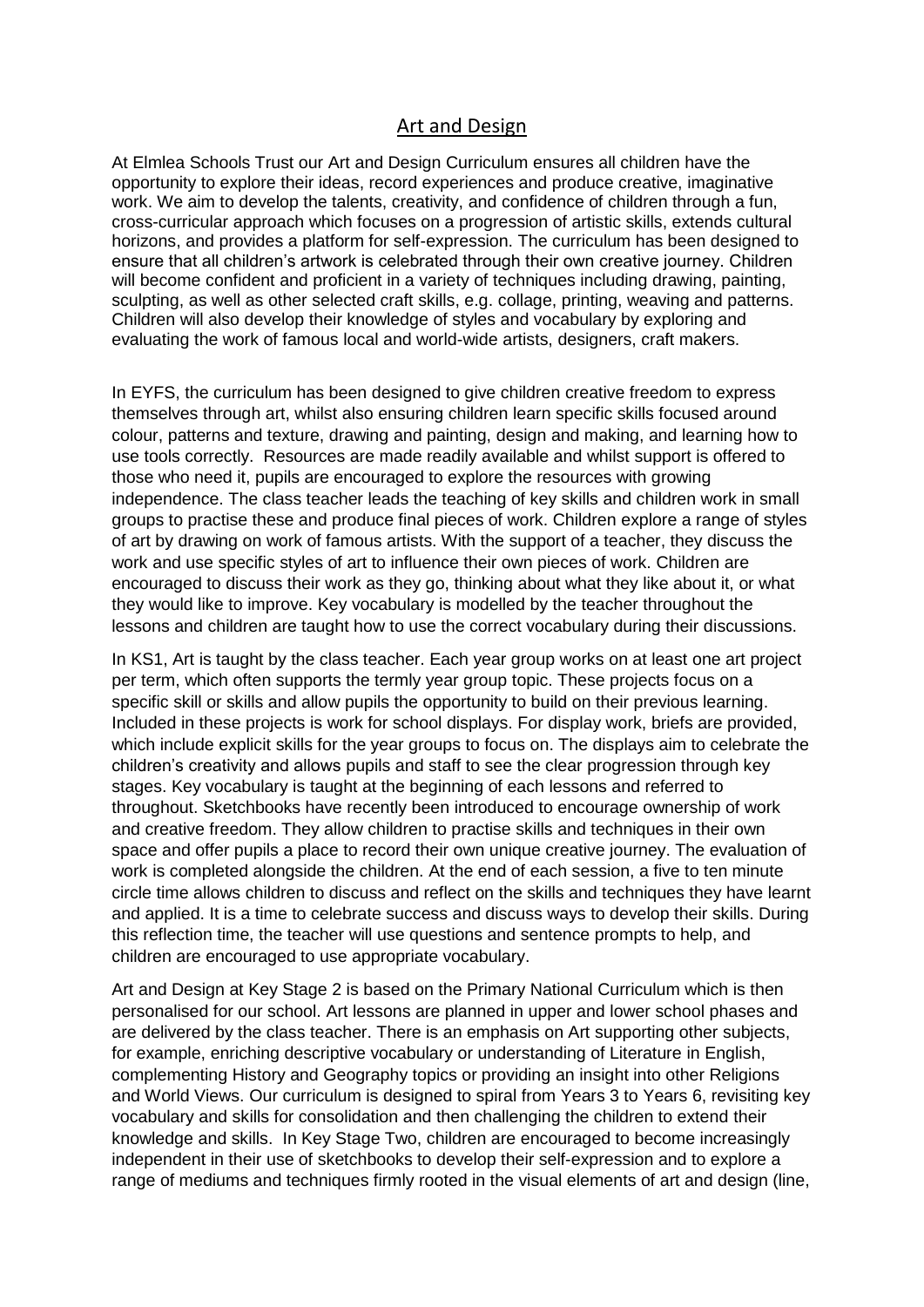## Art and Design

At Elmlea Schools Trust our Art and Design Curriculum ensures all children have the opportunity to explore their ideas, record experiences and produce creative, imaginative work. We aim to develop the talents, creativity, and confidence of children through a fun, cross-curricular approach which focuses on a progression of artistic skills, extends cultural horizons, and provides a platform for self-expression. The curriculum has been designed to ensure that all children's artwork is celebrated through their own creative journey. Children will become confident and proficient in a variety of techniques including drawing, painting, sculpting, as well as other selected craft skills, e.g. collage, printing, weaving and patterns. Children will also develop their knowledge of styles and vocabulary by exploring and evaluating the work of famous local and world-wide artists, designers, craft makers.

In EYFS, the curriculum has been designed to give children creative freedom to express themselves through art, whilst also ensuring children learn specific skills focused around colour, patterns and texture, drawing and painting, design and making, and learning how to use tools correctly. Resources are made readily available and whilst support is offered to those who need it, pupils are encouraged to explore the resources with growing independence. The class teacher leads the teaching of key skills and children work in small groups to practise these and produce final pieces of work. Children explore a range of styles of art by drawing on work of famous artists. With the support of a teacher, they discuss the work and use specific styles of art to influence their own pieces of work. Children are encouraged to discuss their work as they go, thinking about what they like about it, or what they would like to improve. Key vocabulary is modelled by the teacher throughout the lessons and children are taught how to use the correct vocabulary during their discussions.

In KS1, Art is taught by the class teacher. Each year group works on at least one art project per term, which often supports the termly year group topic. These projects focus on a specific skill or skills and allow pupils the opportunity to build on their previous learning. Included in these projects is work for school displays. For display work, briefs are provided, which include explicit skills for the year groups to focus on. The displays aim to celebrate the children's creativity and allows pupils and staff to see the clear progression through key stages. Key vocabulary is taught at the beginning of each lessons and referred to throughout. Sketchbooks have recently been introduced to encourage ownership of work and creative freedom. They allow children to practise skills and techniques in their own space and offer pupils a place to record their own unique creative journey. The evaluation of work is completed alongside the children. At the end of each session, a five to ten minute circle time allows children to discuss and reflect on the skills and techniques they have learnt and applied. It is a time to celebrate success and discuss ways to develop their skills. During this reflection time, the teacher will use questions and sentence prompts to help, and children are encouraged to use appropriate vocabulary.

Art and Design at Key Stage 2 is based on the Primary National Curriculum which is then personalised for our school. Art lessons are planned in upper and lower school phases and are delivered by the class teacher. There is an emphasis on Art supporting other subjects, for example, enriching descriptive vocabulary or understanding of Literature in English, complementing History and Geography topics or providing an insight into other Religions and World Views. Our curriculum is designed to spiral from Years 3 to Years 6, revisiting key vocabulary and skills for consolidation and then challenging the children to extend their knowledge and skills. In Key Stage Two, children are encouraged to become increasingly independent in their use of sketchbooks to develop their self-expression and to explore a range of mediums and techniques firmly rooted in the visual elements of art and design (line,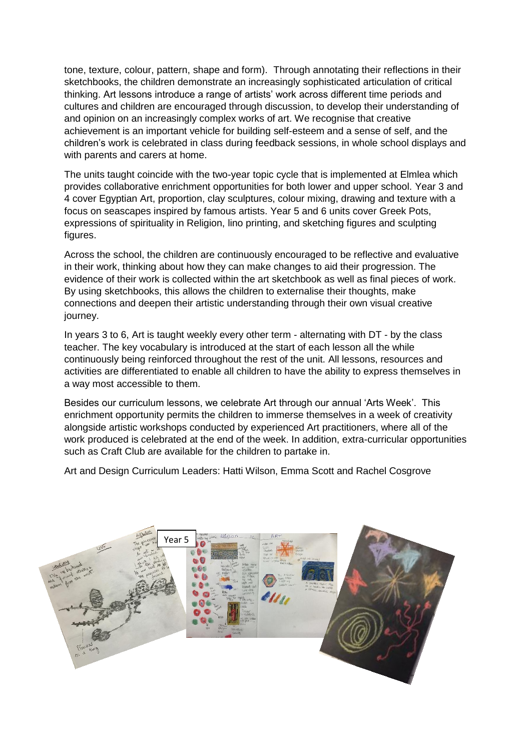tone, texture, colour, pattern, shape and form). Through annotating their reflections in their sketchbooks, the children demonstrate an increasingly sophisticated articulation of critical thinking. Art lessons introduce a range of artists' work across different time periods and cultures and children are encouraged through discussion, to develop their understanding of and opinion on an increasingly complex works of art. We recognise that creative achievement is an important vehicle for building self-esteem and a sense of self, and the children's work is celebrated in class during feedback sessions, in whole school displays and with parents and carers at home.

The units taught coincide with the two-year topic cycle that is implemented at Elmlea which provides collaborative enrichment opportunities for both lower and upper school. Year 3 and 4 cover Egyptian Art, proportion, clay sculptures, colour mixing, drawing and texture with a focus on seascapes inspired by famous artists. Year 5 and 6 units cover Greek Pots, expressions of spirituality in Religion, lino printing, and sketching figures and sculpting figures.

Across the school, the children are continuously encouraged to be reflective and evaluative in their work, thinking about how they can make changes to aid their progression. The evidence of their work is collected within the art sketchbook as well as final pieces of work. By using sketchbooks, this allows the children to externalise their thoughts, make connections and deepen their artistic understanding through their own visual creative journey.

In years 3 to 6, Art is taught weekly every other term - alternating with DT - by the class teacher. The key vocabulary is introduced at the start of each lesson all the while continuously being reinforced throughout the rest of the unit. All lessons, resources and activities are differentiated to enable all children to have the ability to express themselves in a way most accessible to them.

Besides our curriculum lessons, we celebrate Art through our annual 'Arts Week'. This enrichment opportunity permits the children to immerse themselves in a week of creativity alongside artistic workshops conducted by experienced Art practitioners, where all of the work produced is celebrated at the end of the week. In addition, extra-curricular opportunities such as Craft Club are available for the children to partake in.

Art and Design Curriculum Leaders: Hatti Wilson, Emma Scott and Rachel Cosgrove

Year 5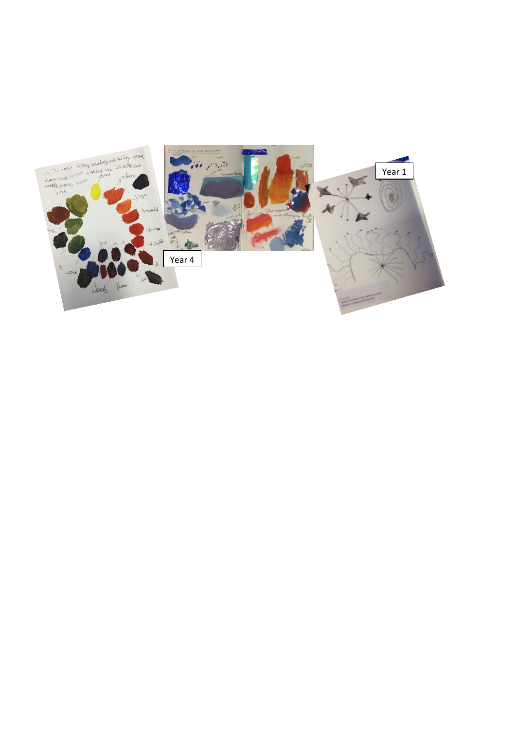Year 4

Year 1